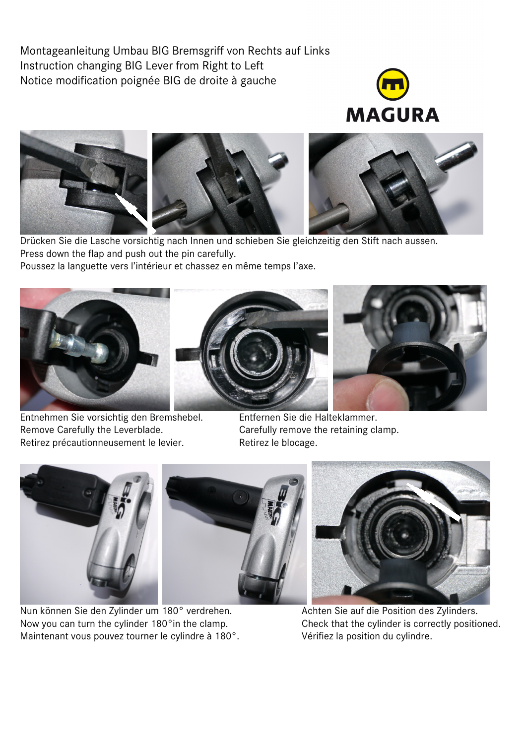Montageanleitung Umbau BIG Bremsgriff von Rechts auf Links
Instruction changing BIG Lever from Right to Left
Notice modification poignée BIG de droite à gauche

MAGURA

Drücken Sie die Lasche vorsichtig nach Innen und schieben Sie gleichzeitig den Stift nach aussen.
Press down the flap and push out the pin carefully.
Poussez la languette vers l'intérieur et chassez en même temps l'axe.

Entnehmen Sie vorsichtig den Bremshebel.
Remove Carefully the Leverblade.
Retirez précautionneusement le levier.

Entfernen Sie die Halteklammer.
Carefully remove the retaining clamp.
Retirez le blocage.

Nun können Sie den Zylinder um 180° verdrehen.
Now you can turn the cylinder 180°in the clamp.
Maintenant vous pouvez tourner le cylindre à 180°.

Achten Sie auf die Position des Zylinders.
Check that the cylinder is correctly positioned.
Vérifiez la position du cylindre.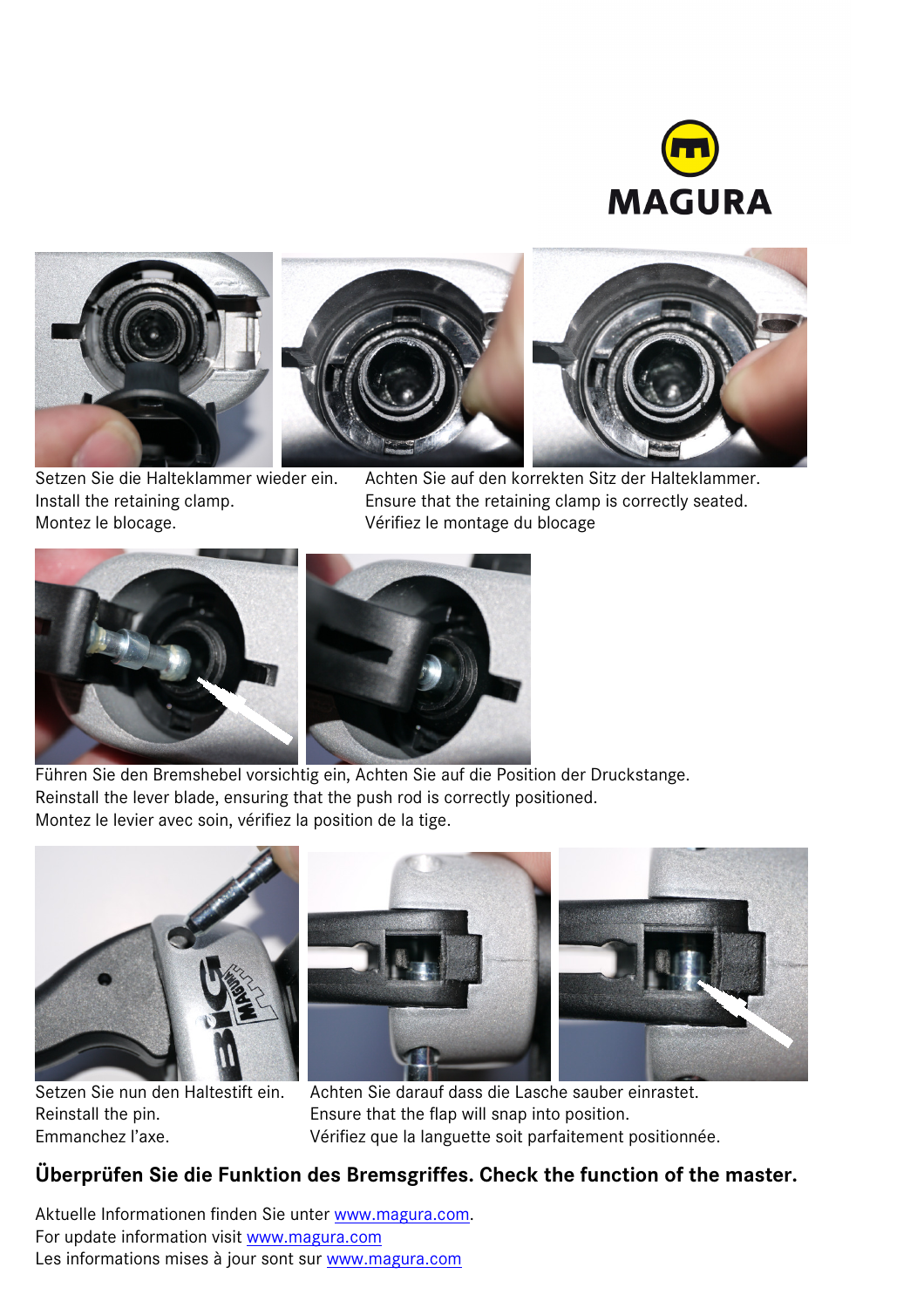Setzen Sie die Halteklammer wieder ein.
Install the retaining clamp.
Montez le blocage.

Achten Sie auf den korrekten Sitz der Halteklammer.
Ensure that the retaining clamp is correctly seated.
Vérifiez le montage du blocage

Führen Sie den Bremshebel vorsichtig ein, Achten Sie auf die Position der Druckstange.
Reinstall the lever blade, ensuring that the push rod is correctly positioned.
Montez le levier avec soin, vérifiez la position de la tige.

Setzen Sie nun den Haltestift ein.
Reinstall the pin.
Emmanchez l'axe.

Achten Sie darauf dass die Lasche sauber einrastet.
Ensure that the flap will snap into position.
Vérifiez que la languette soit parfaitement positionnée.

**Überprüfen Sie die Funktion des Bremsgriffes. Check the function of the master.**

Aktuelle Informationen finden Sie unter www.magura.com.
For update information visit www.magura.com
Les informations mises à jour sont sur www.magura.com